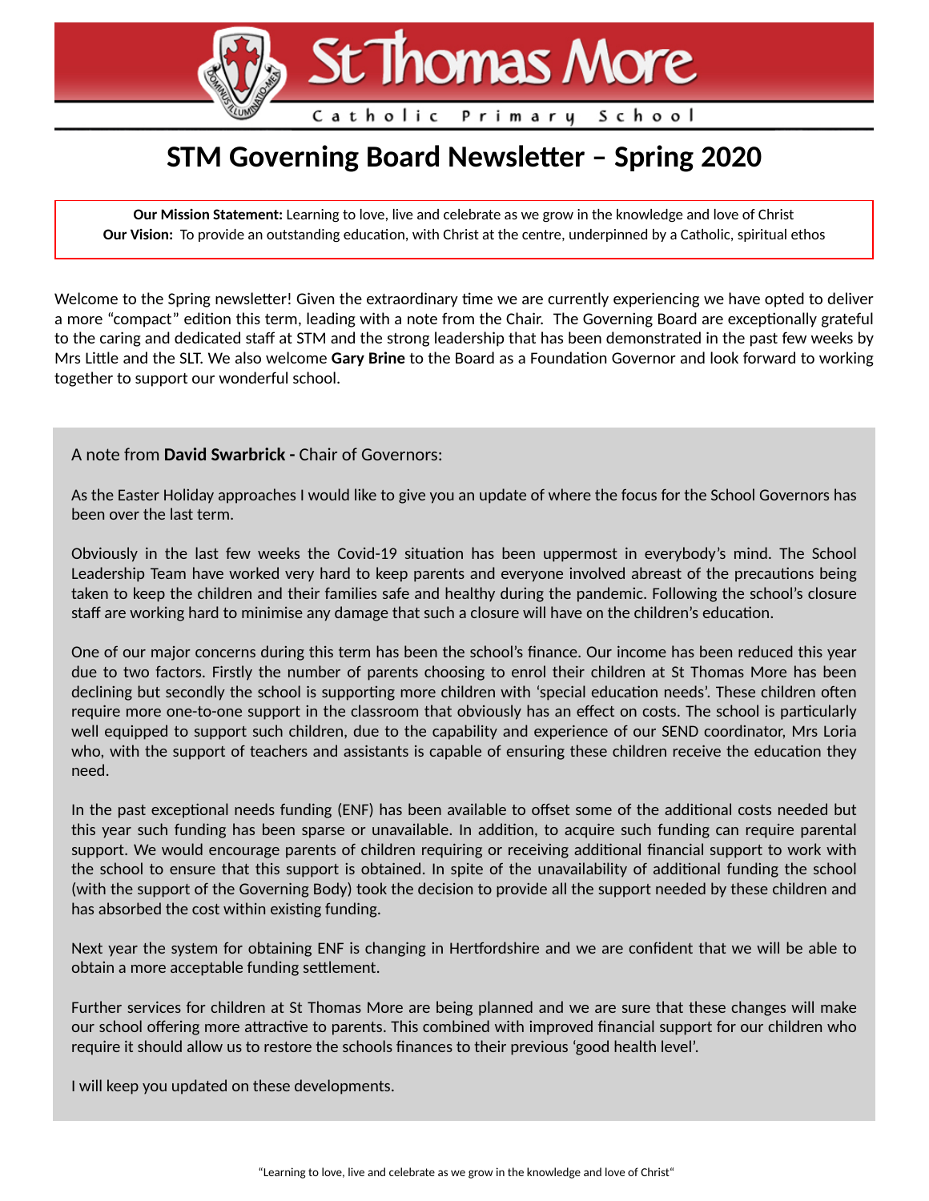# STM Governing Board Newsletter – Spring 2020

**Our Mission Statement:** Learning to love, live and celebrate as we grow in the knowledge and love of Christ
**Our Vision:** To provide an outstanding education, with Christ at the centre, underpinned by a Catholic, spiritual ethos

Welcome to the Spring newsletter! Given the extraordinary time we are currently experiencing we have opted to deliver a more "compact" edition this term, leading with a note from the Chair. The Governing Board are exceptionally grateful to the caring and dedicated staff at STM and the strong leadership that has been demonstrated in the past few weeks by Mrs Little and the SLT. We also welcome **Gary Brine** to the Board as a Foundation Governor and look forward to working together to support our wonderful school.

A note from **David Swarbrick -** Chair of Governors:

As the Easter Holiday approaches I would like to give you an update of where the focus for the School Governors has been over the last term.

Obviously in the last few weeks the Covid-19 situation has been uppermost in everybody's mind. The School Leadership Team have worked very hard to keep parents and everyone involved abreast of the precautions being taken to keep the children and their families safe and healthy during the pandemic. Following the school's closure staff are working hard to minimise any damage that such a closure will have on the children's education.

One of our major concerns during this term has been the school's finance. Our income has been reduced this year due to two factors. Firstly the number of parents choosing to enrol their children at St Thomas More has been declining but secondly the school is supporting more children with 'special education needs'. These children often require more one-to-one support in the classroom that obviously has an effect on costs. The school is particularly well equipped to support such children, due to the capability and experience of our SEND coordinator, Mrs Loria who, with the support of teachers and assistants is capable of ensuring these children receive the education they need.

In the past exceptional needs funding (ENF) has been available to offset some of the additional costs needed but this year such funding has been sparse or unavailable. In addition, to acquire such funding can require parental support. We would encourage parents of children requiring or receiving additional financial support to work with the school to ensure that this support is obtained. In spite of the unavailability of additional funding the school (with the support of the Governing Body) took the decision to provide all the support needed by these children and has absorbed the cost within existing funding.

Next year the system for obtaining ENF is changing in Hertfordshire and we are confident that we will be able to obtain a more acceptable funding settlement.

Further services for children at St Thomas More are being planned and we are sure that these changes will make our school offering more attractive to parents. This combined with improved financial support for our children who require it should allow us to restore the schools finances to their previous 'good health level'.

I will keep you updated on these developments.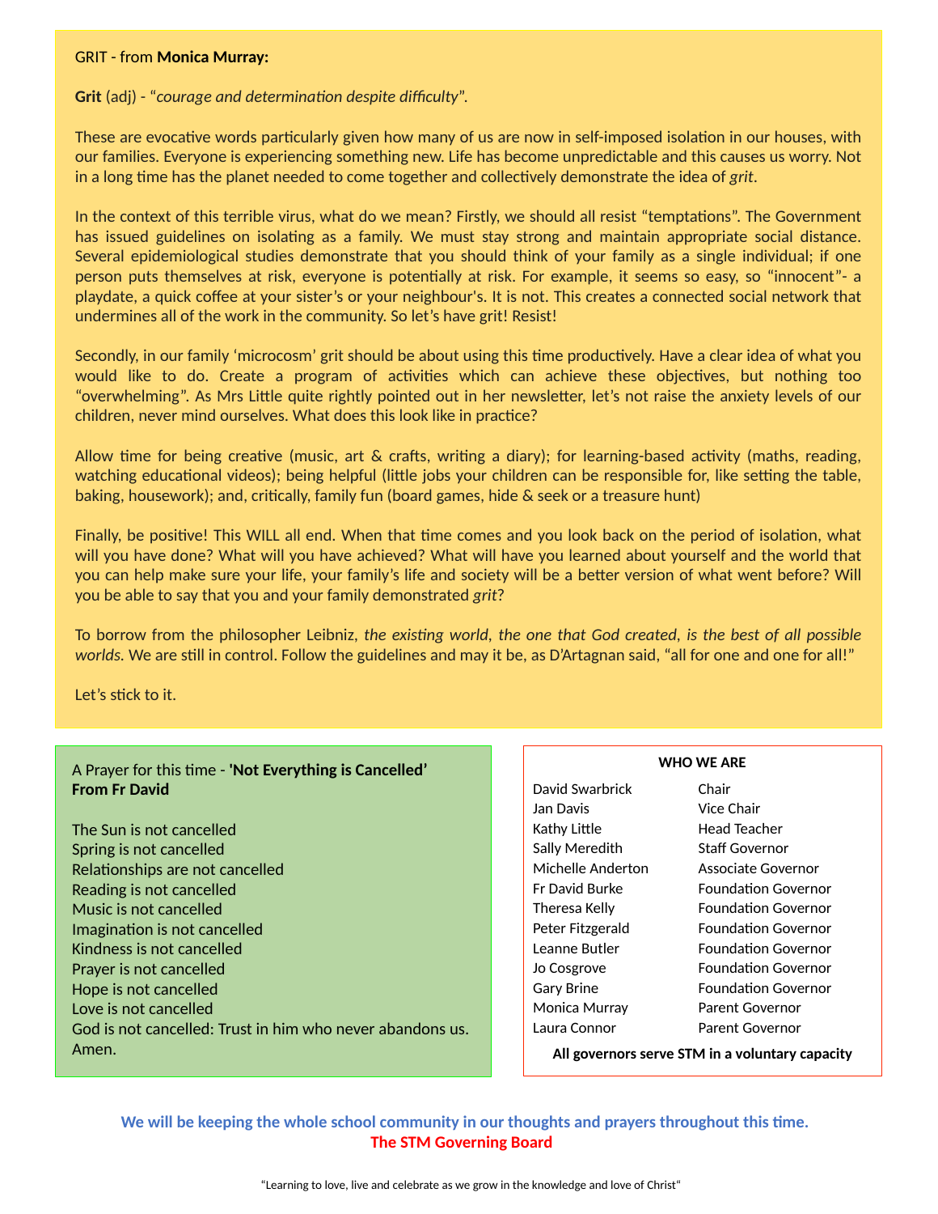GRIT - from **Monica Murray:**

**Grit** (adj) - "*courage and determination despite difficulty*".

These are evocative words particularly given how many of us are now in self-imposed isolation in our houses, with our families. Everyone is experiencing something new. Life has become unpredictable and this causes us worry. Not in a long time has the planet needed to come together and collectively demonstrate the idea of *grit*.

In the context of this terrible virus, what do we mean? Firstly, we should all resist "temptations". The Government has issued guidelines on isolating as a family. We must stay strong and maintain appropriate social distance. Several epidemiological studies demonstrate that you should think of your family as a single individual; if one person puts themselves at risk, everyone is potentially at risk. For example, it seems so easy, so "innocent"- a playdate, a quick coffee at your sister's or your neighbour's. It is not. This creates a connected social network that undermines all of the work in the community. So let's have grit! Resist!

Secondly, in our family 'microcosm' grit should be about using this time productively. Have a clear idea of what you would like to do. Create a program of activities which can achieve these objectives, but nothing too "overwhelming". As Mrs Little quite rightly pointed out in her newsletter, let's not raise the anxiety levels of our children, never mind ourselves. What does this look like in practice?

Allow time for being creative (music, art & crafts, writing a diary); for learning-based activity (maths, reading, watching educational videos); being helpful (little jobs your children can be responsible for, like setting the table, baking, housework); and, critically, family fun (board games, hide & seek or a treasure hunt)

Finally, be positive! This WILL all end. When that time comes and you look back on the period of isolation, what will you have done? What will you have achieved? What will have you learned about yourself and the world that you can help make sure your life, your family's life and society will be a better version of what went before? Will you be able to say that you and your family demonstrated *grit*?

To borrow from the philosopher Leibniz, *the existing world, the one that God created, is the best of all possible worlds.* We are still in control. Follow the guidelines and may it be, as D'Artagnan said, "all for one and one for all!"

Let's stick to it.

A Prayer for this time - **'Not Everything is Cancelled'**
**From Fr David**

The Sun is not cancelled
Spring is not cancelled
Relationships are not cancelled
Reading is not cancelled
Music is not cancelled
Imagination is not cancelled
Kindness is not cancelled
Prayer is not cancelled
Hope is not cancelled
Love is not cancelled
God is not cancelled: Trust in him who never abandons us.
Amen.

**WHO WE ARE**

| | |
|---|---|
| David Swarbrick | Chair |
| Jan Davis | Vice Chair |
| Kathy Little | Head Teacher |
| Sally Meredith | Staff Governor |
| Michelle Anderton | Associate Governor |
| Fr David Burke | Foundation Governor |
| Theresa Kelly | Foundation Governor |
| Peter Fitzgerald | Foundation Governor |
| Leanne Butler | Foundation Governor |
| Jo Cosgrove | Foundation Governor |
| Gary Brine | Foundation Governor |
| Monica Murray | Parent Governor |
| Laura Connor | Parent Governor |

**All governors serve STM in a voluntary capacity**

**We will be keeping the whole school community in our thoughts and prayers throughout this time.**
**The STM Governing Board**

"Learning to love, live and celebrate as we grow in the knowledge and love of Christ"